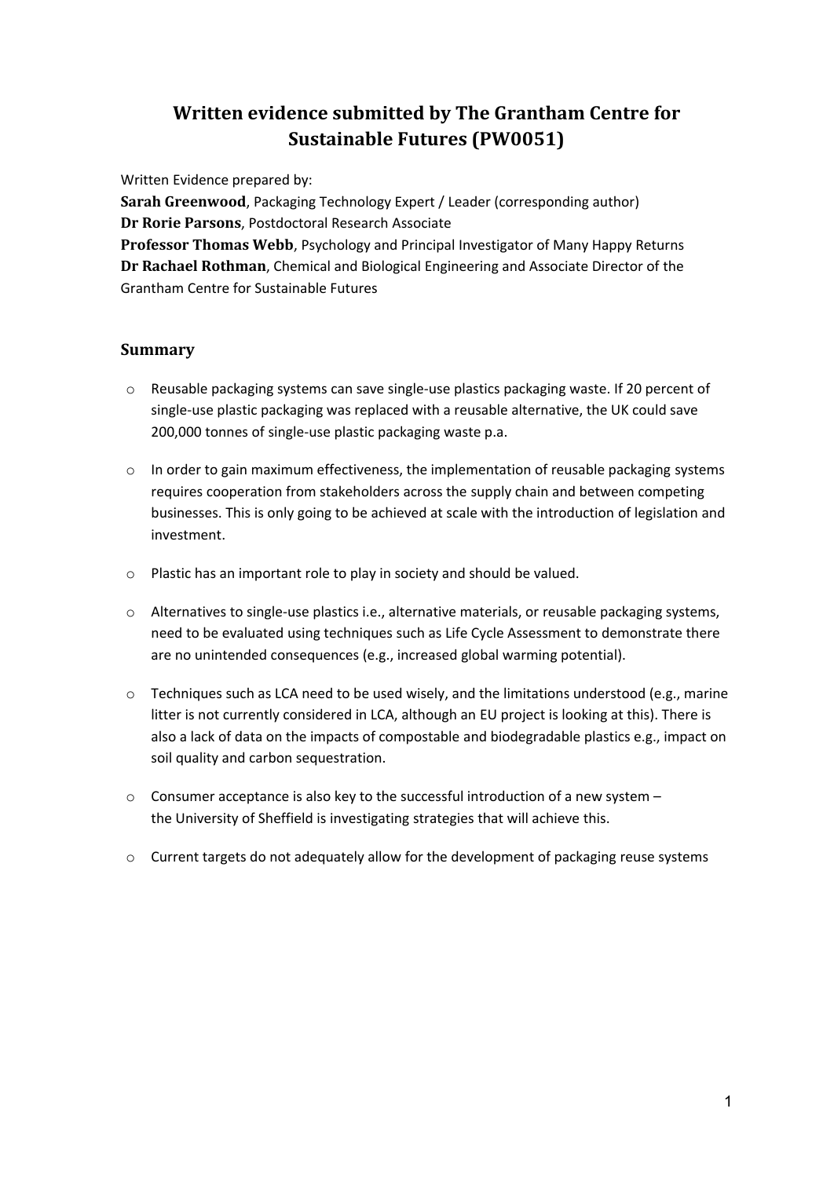# Written evidence submitted by The Grantham Centre for Sustainable Futures (PW0051)

Written Evidence prepared by:
**Sarah Greenwood**, Packaging Technology Expert / Leader (corresponding author)
**Dr Rorie Parsons**, Postdoctoral Research Associate
**Professor Thomas Webb**, Psychology and Principal Investigator of Many Happy Returns
**Dr Rachael Rothman**, Chemical and Biological Engineering and Associate Director of the Grantham Centre for Sustainable Futures

## Summary

- Reusable packaging systems can save single-use plastics packaging waste. If 20 percent of single-use plastic packaging was replaced with a reusable alternative, the UK could save 200,000 tonnes of single-use plastic packaging waste p.a.
- In order to gain maximum effectiveness, the implementation of reusable packaging systems requires cooperation from stakeholders across the supply chain and between competing businesses. This is only going to be achieved at scale with the introduction of legislation and investment.
- Plastic has an important role to play in society and should be valued.
- Alternatives to single-use plastics i.e., alternative materials, or reusable packaging systems, need to be evaluated using techniques such as Life Cycle Assessment to demonstrate there are no unintended consequences (e.g., increased global warming potential).
- Techniques such as LCA need to be used wisely, and the limitations understood (e.g., marine litter is not currently considered in LCA, although an EU project is looking at this). There is also a lack of data on the impacts of compostable and biodegradable plastics e.g., impact on soil quality and carbon sequestration.
- Consumer acceptance is also key to the successful introduction of a new system – the University of Sheffield is investigating strategies that will achieve this.
- Current targets do not adequately allow for the development of packaging reuse systems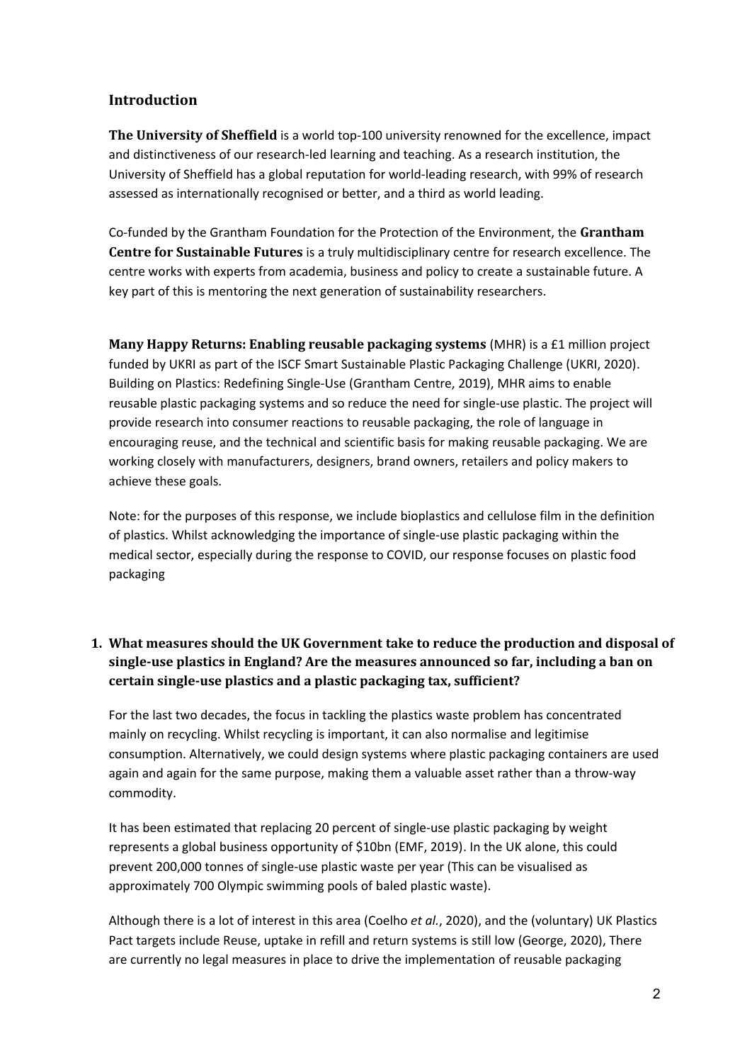## Introduction

**The University of Sheffield** is a world top-100 university renowned for the excellence, impact and distinctiveness of our research-led learning and teaching. As a research institution, the University of Sheffield has a global reputation for world-leading research, with 99% of research assessed as internationally recognised or better, and a third as world leading.

Co-funded by the Grantham Foundation for the Protection of the Environment, the **Grantham Centre for Sustainable Futures** is a truly multidisciplinary centre for research excellence. The centre works with experts from academia, business and policy to create a sustainable future. A key part of this is mentoring the next generation of sustainability researchers.

**Many Happy Returns: Enabling reusable packaging systems** (MHR) is a £1 million project funded by UKRI as part of the ISCF Smart Sustainable Plastic Packaging Challenge (UKRI, 2020). Building on Plastics: Redefining Single-Use (Grantham Centre, 2019), MHR aims to enable reusable plastic packaging systems and so reduce the need for single-use plastic. The project will provide research into consumer reactions to reusable packaging, the role of language in encouraging reuse, and the technical and scientific basis for making reusable packaging. We are working closely with manufacturers, designers, brand owners, retailers and policy makers to achieve these goals.

Note: for the purposes of this response, we include bioplastics and cellulose film in the definition of plastics. Whilst acknowledging the importance of single-use plastic packaging within the medical sector, especially during the response to COVID, our response focuses on plastic food packaging

1. **What measures should the UK Government take to reduce the production and disposal of single-use plastics in England? Are the measures announced so far, including a ban on certain single-use plastics and a plastic packaging tax, sufficient?**

For the last two decades, the focus in tackling the plastics waste problem has concentrated mainly on recycling. Whilst recycling is important, it can also normalise and legitimise consumption. Alternatively, we could design systems where plastic packaging containers are used again and again for the same purpose, making them a valuable asset rather than a throw-way commodity.

It has been estimated that replacing 20 percent of single-use plastic packaging by weight represents a global business opportunity of $10bn (EMF, 2019). In the UK alone, this could prevent 200,000 tonnes of single-use plastic waste per year (This can be visualised as approximately 700 Olympic swimming pools of baled plastic waste).

Although there is a lot of interest in this area (Coelho *et al.*, 2020), and the (voluntary) UK Plastics Pact targets include Reuse, uptake in refill and return systems is still low (George, 2020), There are currently no legal measures in place to drive the implementation of reusable packaging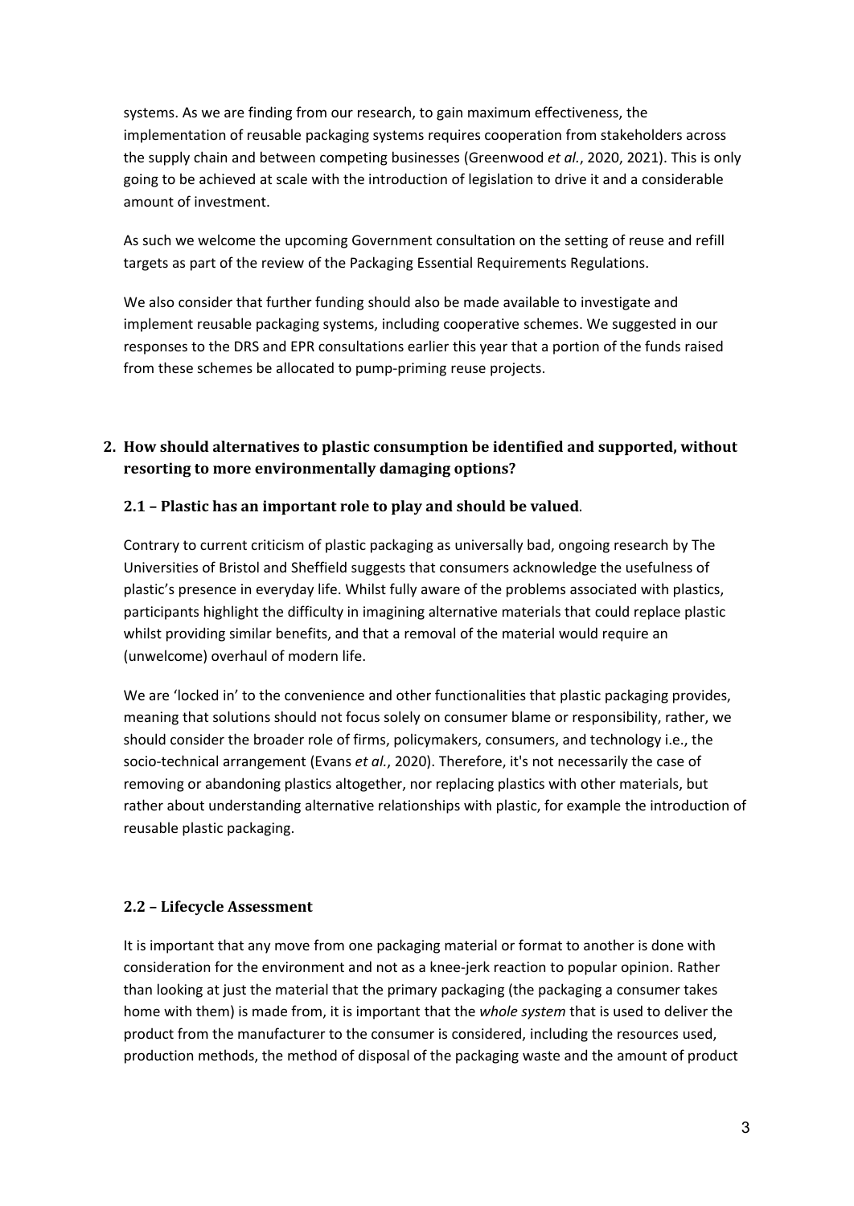systems. As we are finding from our research, to gain maximum effectiveness, the implementation of reusable packaging systems requires cooperation from stakeholders across the supply chain and between competing businesses (Greenwood *et al.*, 2020, 2021). This is only going to be achieved at scale with the introduction of legislation to drive it and a considerable amount of investment.

As such we welcome the upcoming Government consultation on the setting of reuse and refill targets as part of the review of the Packaging Essential Requirements Regulations.

We also consider that further funding should also be made available to investigate and implement reusable packaging systems, including cooperative schemes. We suggested in our responses to the DRS and EPR consultations earlier this year that a portion of the funds raised from these schemes be allocated to pump-priming reuse projects.

## 2. How should alternatives to plastic consumption be identified and supported, without resorting to more environmentally damaging options?

### 2.1 – Plastic has an important role to play and should be valued.

Contrary to current criticism of plastic packaging as universally bad, ongoing research by The Universities of Bristol and Sheffield suggests that consumers acknowledge the usefulness of plastic's presence in everyday life. Whilst fully aware of the problems associated with plastics, participants highlight the difficulty in imagining alternative materials that could replace plastic whilst providing similar benefits, and that a removal of the material would require an (unwelcome) overhaul of modern life.

We are 'locked in' to the convenience and other functionalities that plastic packaging provides, meaning that solutions should not focus solely on consumer blame or responsibility, rather, we should consider the broader role of firms, policymakers, consumers, and technology i.e., the socio-technical arrangement (Evans *et al.*, 2020). Therefore, it's not necessarily the case of removing or abandoning plastics altogether, nor replacing plastics with other materials, but rather about understanding alternative relationships with plastic, for example the introduction of reusable plastic packaging.

### 2.2 – Lifecycle Assessment

It is important that any move from one packaging material or format to another is done with consideration for the environment and not as a knee-jerk reaction to popular opinion. Rather than looking at just the material that the primary packaging (the packaging a consumer takes home with them) is made from, it is important that the *whole system* that is used to deliver the product from the manufacturer to the consumer is considered, including the resources used, production methods, the method of disposal of the packaging waste and the amount of product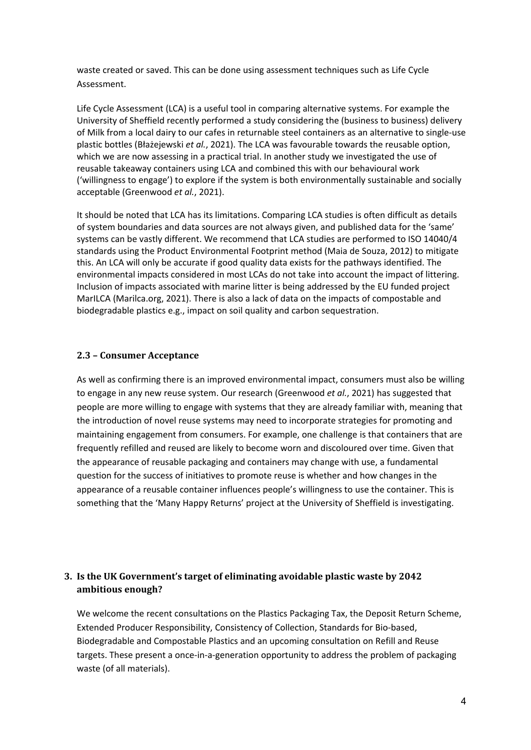waste created or saved. This can be done using assessment techniques such as Life Cycle Assessment.

Life Cycle Assessment (LCA) is a useful tool in comparing alternative systems. For example the University of Sheffield recently performed a study considering the (business to business) delivery of Milk from a local dairy to our cafes in returnable steel containers as an alternative to single-use plastic bottles (Błażejewski *et al.*, 2021). The LCA was favourable towards the reusable option, which we are now assessing in a practical trial. In another study we investigated the use of reusable takeaway containers using LCA and combined this with our behavioural work ('willingness to engage') to explore if the system is both environmentally sustainable and socially acceptable (Greenwood *et al.*, 2021).

It should be noted that LCA has its limitations. Comparing LCA studies is often difficult as details of system boundaries and data sources are not always given, and published data for the 'same' systems can be vastly different. We recommend that LCA studies are performed to ISO 14040/4 standards using the Product Environmental Footprint method (Maia de Souza, 2012) to mitigate this. An LCA will only be accurate if good quality data exists for the pathways identified. The environmental impacts considered in most LCAs do not take into account the impact of littering. Inclusion of impacts associated with marine litter is being addressed by the EU funded project MarILCA (Marilca.org, 2021). There is also a lack of data on the impacts of compostable and biodegradable plastics e.g., impact on soil quality and carbon sequestration.

### 2.3 – Consumer Acceptance

As well as confirming there is an improved environmental impact, consumers must also be willing to engage in any new reuse system. Our research (Greenwood *et al.*, 2021) has suggested that people are more willing to engage with systems that they are already familiar with, meaning that the introduction of novel reuse systems may need to incorporate strategies for promoting and maintaining engagement from consumers. For example, one challenge is that containers that are frequently refilled and reused are likely to become worn and discoloured over time. Given that the appearance of reusable packaging and containers may change with use, a fundamental question for the success of initiatives to promote reuse is whether and how changes in the appearance of a reusable container influences people's willingness to use the container. This is something that the 'Many Happy Returns' project at the University of Sheffield is investigating.

## 3. Is the UK Government's target of eliminating avoidable plastic waste by 2042 ambitious enough?

We welcome the recent consultations on the Plastics Packaging Tax, the Deposit Return Scheme, Extended Producer Responsibility, Consistency of Collection, Standards for Bio-based, Biodegradable and Compostable Plastics and an upcoming consultation on Refill and Reuse targets. These present a once-in-a-generation opportunity to address the problem of packaging waste (of all materials).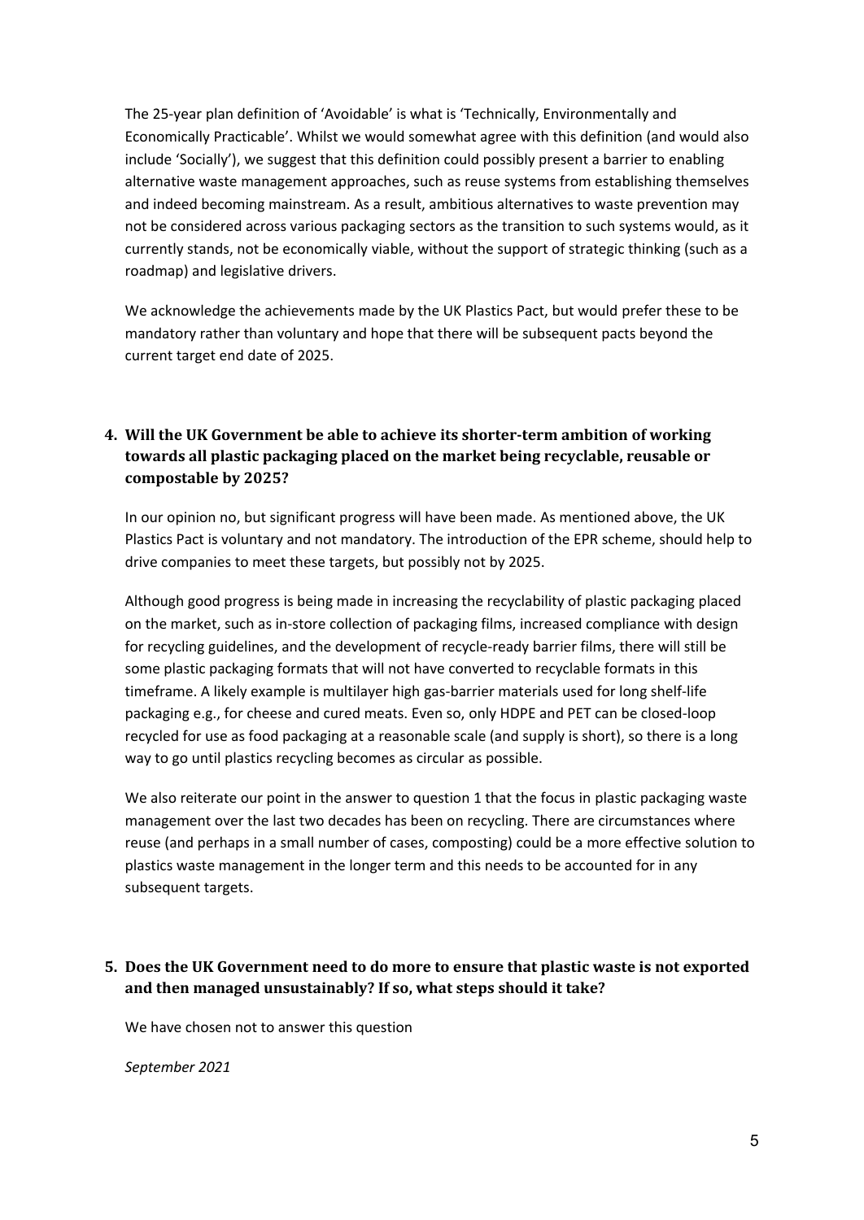The 25-year plan definition of 'Avoidable' is what is 'Technically, Environmentally and Economically Practicable'. Whilst we would somewhat agree with this definition (and would also include 'Socially'), we suggest that this definition could possibly present a barrier to enabling alternative waste management approaches, such as reuse systems from establishing themselves and indeed becoming mainstream. As a result, ambitious alternatives to waste prevention may not be considered across various packaging sectors as the transition to such systems would, as it currently stands, not be economically viable, without the support of strategic thinking (such as a roadmap) and legislative drivers.

We acknowledge the achievements made by the UK Plastics Pact, but would prefer these to be mandatory rather than voluntary and hope that there will be subsequent pacts beyond the current target end date of 2025.

## 4. Will the UK Government be able to achieve its shorter-term ambition of working towards all plastic packaging placed on the market being recyclable, reusable or compostable by 2025?

In our opinion no, but significant progress will have been made. As mentioned above, the UK Plastics Pact is voluntary and not mandatory. The introduction of the EPR scheme, should help to drive companies to meet these targets, but possibly not by 2025.

Although good progress is being made in increasing the recyclability of plastic packaging placed on the market, such as in-store collection of packaging films, increased compliance with design for recycling guidelines, and the development of recycle-ready barrier films, there will still be some plastic packaging formats that will not have converted to recyclable formats in this timeframe. A likely example is multilayer high gas-barrier materials used for long shelf-life packaging e.g., for cheese and cured meats. Even so, only HDPE and PET can be closed-loop recycled for use as food packaging at a reasonable scale (and supply is short), so there is a long way to go until plastics recycling becomes as circular as possible.

We also reiterate our point in the answer to question 1 that the focus in plastic packaging waste management over the last two decades has been on recycling. There are circumstances where reuse (and perhaps in a small number of cases, composting) could be a more effective solution to plastics waste management in the longer term and this needs to be accounted for in any subsequent targets.

## 5. Does the UK Government need to do more to ensure that plastic waste is not exported and then managed unsustainably? If so, what steps should it take?

We have chosen not to answer this question

*September 2021*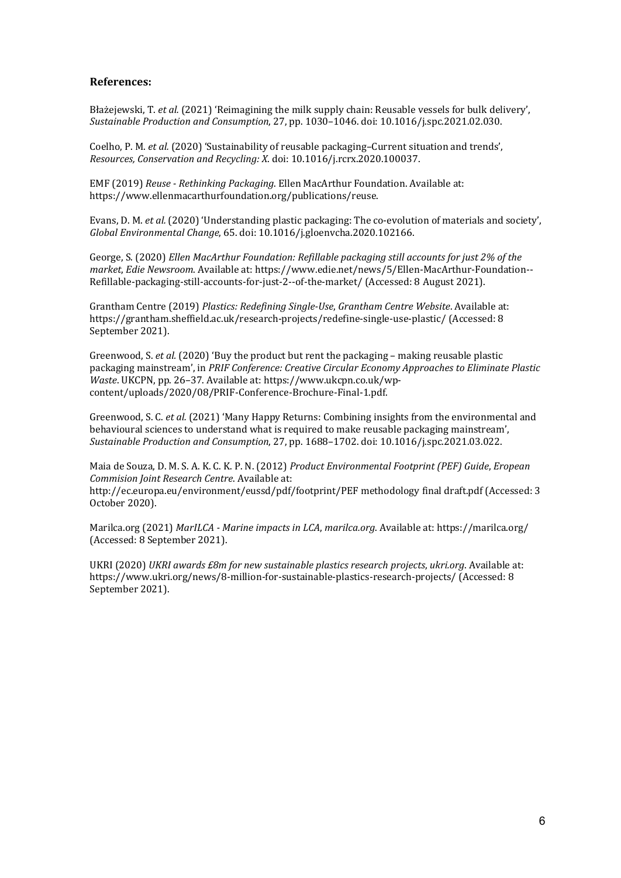### References:

Błażejewski, T. *et al.* (2021) 'Reimagining the milk supply chain: Reusable vessels for bulk delivery', *Sustainable Production and Consumption*, 27, pp. 1030–1046. doi: 10.1016/j.spc.2021.02.030.

Coelho, P. M. *et al.* (2020) 'Sustainability of reusable packaging–Current situation and trends', *Resources, Conservation and Recycling: X*. doi: 10.1016/j.rcrx.2020.100037.

EMF (2019) *Reuse - Rethinking Packaging*. Ellen MacArthur Foundation. Available at: https://www.ellenmacarthurfoundation.org/publications/reuse.

Evans, D. M. *et al.* (2020) 'Understanding plastic packaging: The co-evolution of materials and society', *Global Environmental Change*, 65. doi: 10.1016/j.gloenvcha.2020.102166.

George, S. (2020) *Ellen MacArthur Foundation: Refillable packaging still accounts for just 2% of the market*, *Edie Newsroom*. Available at: https://www.edie.net/news/5/Ellen-MacArthur-Foundation--Refillable-packaging-still-accounts-for-just-2--of-the-market/ (Accessed: 8 August 2021).

Grantham Centre (2019) *Plastics: Redefining Single-Use*, *Grantham Centre Website*. Available at: https://grantham.sheffield.ac.uk/research-projects/redefine-single-use-plastic/ (Accessed: 8 September 2021).

Greenwood, S. *et al.* (2020) 'Buy the product but rent the packaging – making reusable plastic packaging mainstream', in *PRIF Conference: Creative Circular Economy Approaches to Eliminate Plastic Waste*. UKCPN, pp. 26–37. Available at: https://www.ukcpn.co.uk/wp-content/uploads/2020/08/PRIF-Conference-Brochure-Final-1.pdf.

Greenwood, S. C. *et al.* (2021) 'Many Happy Returns: Combining insights from the environmental and behavioural sciences to understand what is required to make reusable packaging mainstream', *Sustainable Production and Consumption*, 27, pp. 1688–1702. doi: 10.1016/j.spc.2021.03.022.

Maia de Souza, D. M. S. A. K. C. K. P. N. (2012) *Product Environmental Footprint (PEF) Guide*, *Eropean Commision Joint Research Centre*. Available at: http://ec.europa.eu/environment/eussd/pdf/footprint/PEF methodology final draft.pdf (Accessed: 3 October 2020).

Marilca.org (2021) *MarILCA - Marine impacts in LCA*, *marilca.org*. Available at: https://marilca.org/ (Accessed: 8 September 2021).

UKRI (2020) *UKRI awards £8m for new sustainable plastics research projects*, *ukri.org*. Available at: https://www.ukri.org/news/8-million-for-sustainable-plastics-research-projects/ (Accessed: 8 September 2021).